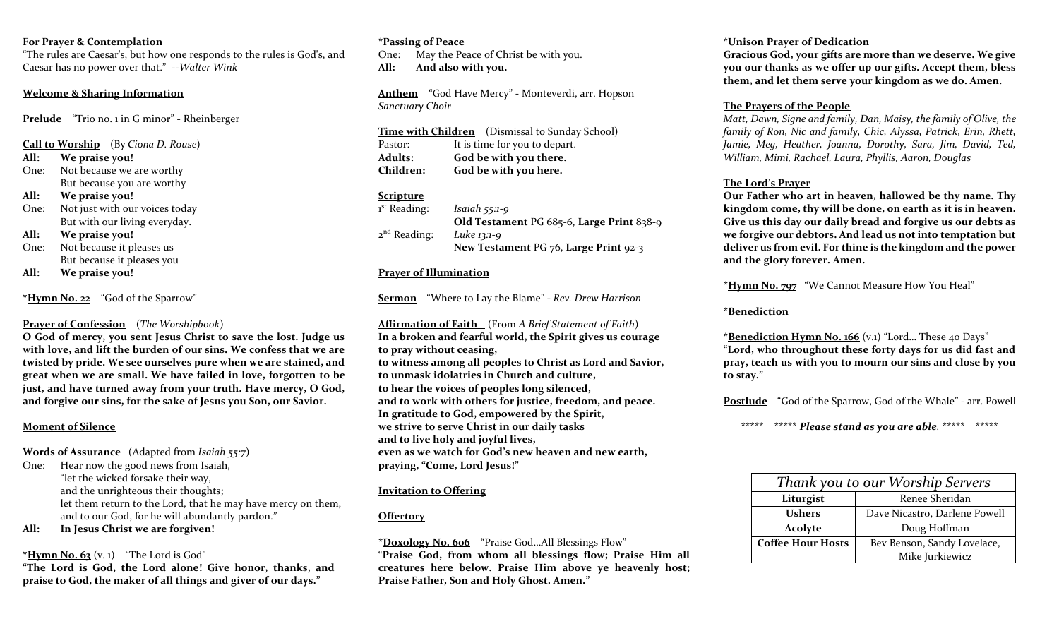**For Prayer & Contemplation**

"The rules are Caesar's, but how one responds to the rules is God's, and Caesar has no power over that." --*Walter Wink*

**Welcome & Sharing Information**

**Prelude** "Trio no. 1 in G minor" - Rheinberger

**Call to Worship** (By *Ciona D. Rouse*)

**All: We praise you!**
One: Not because we are worthy
But because you are worthy
**All: We praise you!**
One: Not just with our voices today
But with our living everyday.
**All: We praise you!**
One: Not because it pleases us
But because it pleases you
**All: We praise you!**

\***Hymn No. 22** "God of the Sparrow"

**Prayer of Confession** (*The Worshipbook*)

**O God of mercy, you sent Jesus Christ to save the lost. Judge us with love, and lift the burden of our sins. We confess that we are twisted by pride. We see ourselves pure when we are stained, and great when we are small. We have failed in love, forgotten to be just, and have turned away from your truth. Have mercy, O God, and forgive our sins, for the sake of Jesus you Son, our Savior.**

**Moment of Silence**

**Words of Assurance** (Adapted from *Isaiah 55:7*)

One: Hear now the good news from Isaiah,
"let the wicked forsake their way,
and the unrighteous their thoughts;
let them return to the Lord, that he may have mercy on them,
and to our God, for he will abundantly pardon."
**All: In Jesus Christ we are forgiven!**

\***Hymn No. 63** (v. 1) "The Lord is God"

**"The Lord is God, the Lord alone! Give honor, thanks, and praise to God, the maker of all things and giver of our days."**

\***Passing of Peace**

One: May the Peace of Christ be with you.
**All: And also with you.**

**Anthem** "God Have Mercy" - Monteverdi, arr. Hopson
*Sanctuary Choir*

**Time with Children** (Dismissal to Sunday School)

Pastor: It is time for you to depart.
**Adults: God be with you there.**
**Children: God be with you here.**

**Scripture**

1st Reading: *Isaiah 55:1-9*
**Old Testament** PG 685-6, **Large Print** 838-9
2nd Reading: *Luke 13:1-9*
**New Testament** PG 76, **Large Print** 92-3

**Prayer of Illumination**

**Sermon** "Where to Lay the Blame" - *Rev. Drew Harrison*

**Affirmation of Faith** (From *A Brief Statement of Faith*)

**In a broken and fearful world, the Spirit gives us courage to pray without ceasing,
to witness among all peoples to Christ as Lord and Savior,
to unmask idolatries in Church and culture,
to hear the voices of peoples long silenced,
and to work with others for justice, freedom, and peace.
In gratitude to God, empowered by the Spirit,
we strive to serve Christ in our daily tasks
and to live holy and joyful lives,
even as we watch for God's new heaven and new earth,
praying, "Come, Lord Jesus!"**

**Invitation to Offering**

**Offertory**

\***Doxology No. 606** "Praise God…All Blessings Flow"

**"Praise God, from whom all blessings flow; Praise Him all creatures here below. Praise Him above ye heavenly host; Praise Father, Son and Holy Ghost. Amen."**

\***Unison Prayer of Dedication**

**Gracious God, your gifts are more than we deserve. We give you our thanks as we offer up our gifts. Accept them, bless them, and let them serve your kingdom as we do. Amen.**

**The Prayers of the People**

*Matt, Dawn, Signe and family, Dan, Maisy, the family of Olive, the family of Ron, Nic and family, Chic, Alyssa, Patrick, Erin, Rhett, Jamie, Meg, Heather, Joanna, Dorothy, Sara, Jim, David, Ted, William, Mimi, Rachael, Laura, Phyllis, Aaron, Douglas*

**The Lord's Prayer**

**Our Father who art in heaven, hallowed be thy name. Thy kingdom come, thy will be done, on earth as it is in heaven. Give us this day our daily bread and forgive us our debts as we forgive our debtors. And lead us not into temptation but deliver us from evil. For thine is the kingdom and the power and the glory forever. Amen.**

\***Hymn No. 797** "We Cannot Measure How You Heal"

\***Benediction**

\***Benediction Hymn No. 166** (v.1) "Lord… These 40 Days"

**"Lord, who throughout these forty days for us did fast and pray, teach us with you to mourn our sins and close by you to stay."**

**Postlude** "God of the Sparrow, God of the Whale" - arr. Powell

\*\*\*\*\* \*\*\*\*\* ***Please stand as you are able***. \*\*\*\*\* \*\*\*\*\*

| *Thank you to our Worship Servers* | |
|---|---|
| **Liturgist** | Renee Sheridan |
| **Ushers** | Dave Nicastro, Darlene Powell |
| **Acolyte** | Doug Hoffman |
| **Coffee Hour Hosts** | Bev Benson, Sandy Lovelace, Mike Jurkiewicz |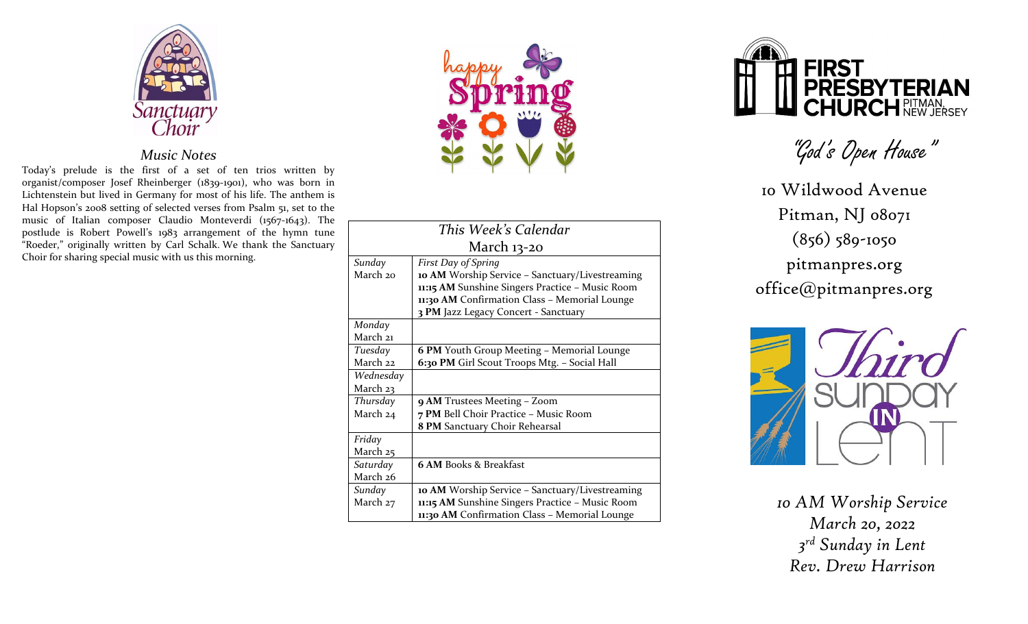Sanctuary Choir

## *Music Notes*

Today's prelude is the first of a set of ten trios written by organist/composer Josef Rheinberger (1839-1901), who was born in Lichtenstein but lived in Germany for most of his life. The anthem is Hal Hopson's 2008 setting of selected verses from Psalm 51, set to the music of Italian composer Claudio Monteverdi (1567-1643). The postlude is Robert Powell's 1983 arrangement of the hymn tune "Roeder," originally written by Carl Schalk. We thank the Sanctuary Choir for sharing special music with us this morning.

happy Spring

## *This Week's Calendar*

March 13-20

| | |
|---|---|
| *Sunday* March 20 | *First Day of Spring* **10 AM** Worship Service – Sanctuary/Livestreaming **11:15 AM** Sunshine Singers Practice – Music Room **11:30 AM** Confirmation Class – Memorial Lounge **3 PM** Jazz Legacy Concert - Sanctuary |
| *Monday* March 21 | |
| *Tuesday* March 22 | **6 PM** Youth Group Meeting – Memorial Lounge **6:30 PM** Girl Scout Troops Mtg. – Social Hall |
| *Wednesday* March 23 | |
| *Thursday* March 24 | **9 AM** Trustees Meeting – Zoom **7 PM** Bell Choir Practice – Music Room **8 PM** Sanctuary Choir Rehearsal |
| *Friday* March 25 | |
| *Saturday* March 26 | **6 AM** Books & Breakfast |
| *Sunday* March 27 | **10 AM** Worship Service – Sanctuary/Livestreaming **11:15 AM** Sunshine Singers Practice – Music Room **11:30 AM** Confirmation Class – Memorial Lounge |

# FIRST PRESBYTERIAN CHURCH

PITMAN, NEW JERSEY

*"God's Open House"*

10 Wildwood Avenue
Pitman, NJ 08071
(856) 589-1050
pitmanpres.org
office@pitmanpres.org

Third Sunday IN Lent

*10 AM Worship Service*
*March 20, 2022*
*3rd Sunday in Lent*
*Rev. Drew Harrison*